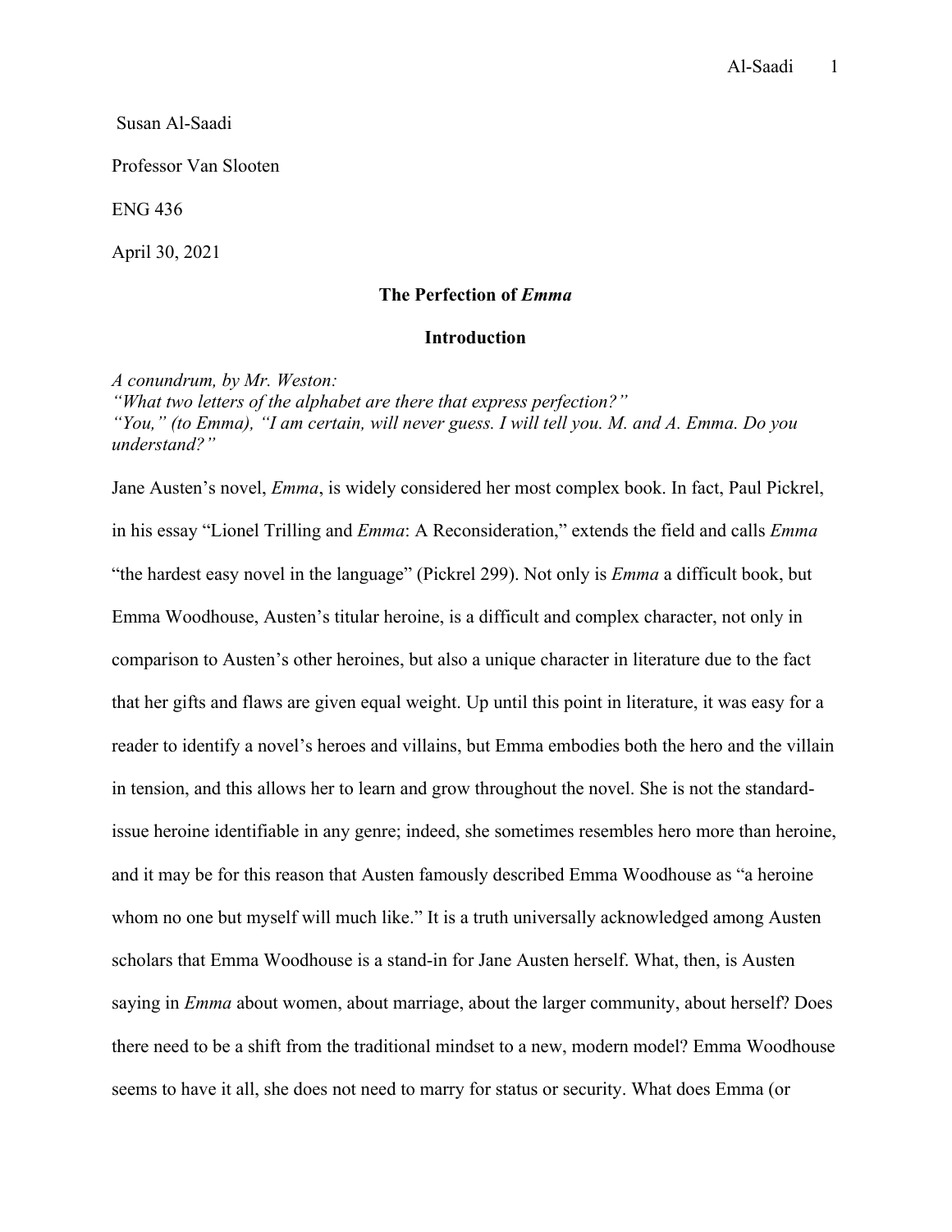Susan Al-Saadi

Professor Van Slooten

ENG 436

April 30, 2021

# The Perfection of *Emma*

## Introduction

*A conundrum, by Mr. Weston:*
*"What two letters of the alphabet are there that express perfection?"*
*"You," (to Emma), "I am certain, will never guess. I will tell you. M. and A. Emma. Do you understand?"*

Jane Austen's novel, *Emma*, is widely considered her most complex book. In fact, Paul Pickrel, in his essay "Lionel Trilling and *Emma*: A Reconsideration," extends the field and calls *Emma* "the hardest easy novel in the language" (Pickrel 299). Not only is *Emma* a difficult book, but Emma Woodhouse, Austen's titular heroine, is a difficult and complex character, not only in comparison to Austen's other heroines, but also a unique character in literature due to the fact that her gifts and flaws are given equal weight. Up until this point in literature, it was easy for a reader to identify a novel's heroes and villains, but Emma embodies both the hero and the villain in tension, and this allows her to learn and grow throughout the novel. She is not the standard-issue heroine identifiable in any genre; indeed, she sometimes resembles hero more than heroine, and it may be for this reason that Austen famously described Emma Woodhouse as "a heroine whom no one but myself will much like." It is a truth universally acknowledged among Austen scholars that Emma Woodhouse is a stand-in for Jane Austen herself. What, then, is Austen saying in *Emma* about women, about marriage, about the larger community, about herself? Does there need to be a shift from the traditional mindset to a new, modern model? Emma Woodhouse seems to have it all, she does not need to marry for status or security. What does Emma (or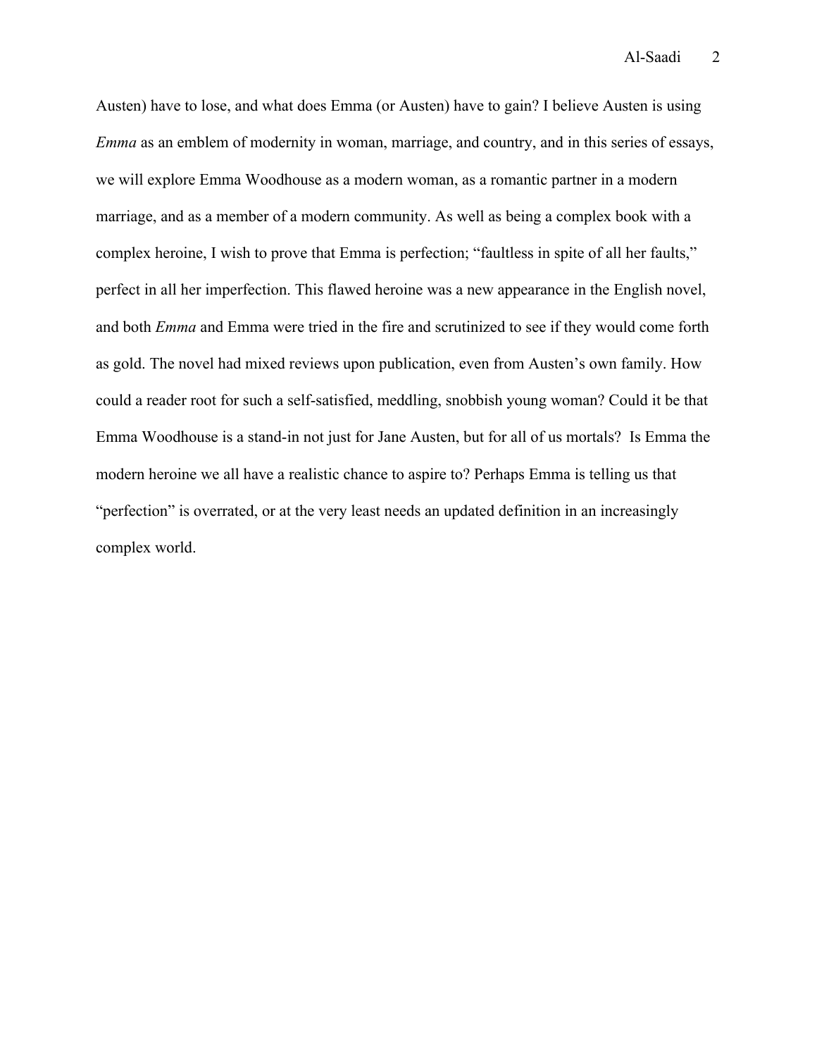Austen) have to lose, and what does Emma (or Austen) have to gain? I believe Austen is using *Emma* as an emblem of modernity in woman, marriage, and country, and in this series of essays, we will explore Emma Woodhouse as a modern woman, as a romantic partner in a modern marriage, and as a member of a modern community. As well as being a complex book with a complex heroine, I wish to prove that Emma is perfection; "faultless in spite of all her faults," perfect in all her imperfection. This flawed heroine was a new appearance in the English novel, and both *Emma* and Emma were tried in the fire and scrutinized to see if they would come forth as gold. The novel had mixed reviews upon publication, even from Austen's own family. How could a reader root for such a self-satisfied, meddling, snobbish young woman? Could it be that Emma Woodhouse is a stand-in not just for Jane Austen, but for all of us mortals? Is Emma the modern heroine we all have a realistic chance to aspire to? Perhaps Emma is telling us that "perfection" is overrated, or at the very least needs an updated definition in an increasingly complex world.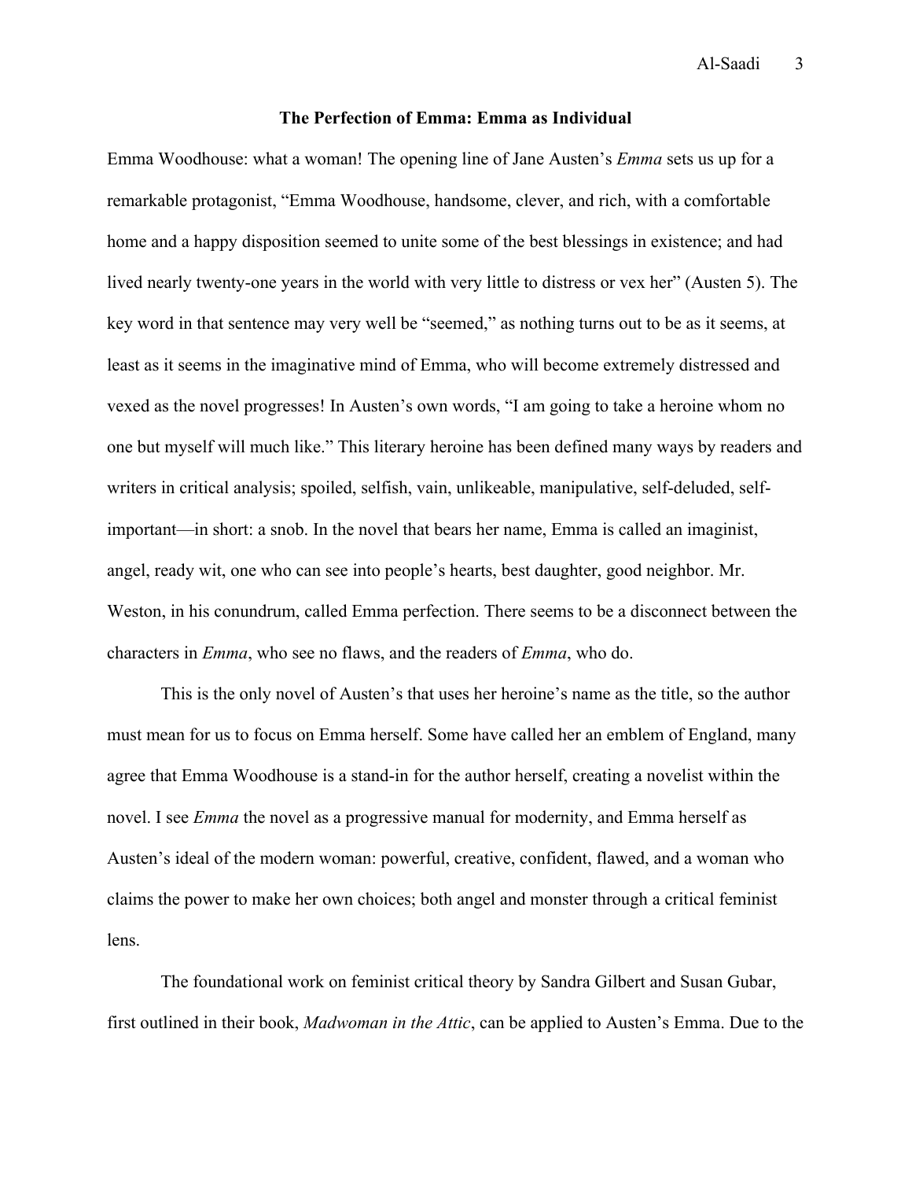**The Perfection of Emma: Emma as Individual**

Emma Woodhouse: what a woman! The opening line of Jane Austen's *Emma* sets us up for a remarkable protagonist, "Emma Woodhouse, handsome, clever, and rich, with a comfortable home and a happy disposition seemed to unite some of the best blessings in existence; and had lived nearly twenty-one years in the world with very little to distress or vex her" (Austen 5). The key word in that sentence may very well be "seemed," as nothing turns out to be as it seems, at least as it seems in the imaginative mind of Emma, who will become extremely distressed and vexed as the novel progresses! In Austen's own words, "I am going to take a heroine whom no one but myself will much like." This literary heroine has been defined many ways by readers and writers in critical analysis; spoiled, selfish, vain, unlikeable, manipulative, self-deluded, self-important—in short: a snob. In the novel that bears her name, Emma is called an imaginist, angel, ready wit, one who can see into people's hearts, best daughter, good neighbor. Mr. Weston, in his conundrum, called Emma perfection. There seems to be a disconnect between the characters in *Emma*, who see no flaws, and the readers of *Emma*, who do.

This is the only novel of Austen's that uses her heroine's name as the title, so the author must mean for us to focus on Emma herself. Some have called her an emblem of England, many agree that Emma Woodhouse is a stand-in for the author herself, creating a novelist within the novel. I see *Emma* the novel as a progressive manual for modernity, and Emma herself as Austen's ideal of the modern woman: powerful, creative, confident, flawed, and a woman who claims the power to make her own choices; both angel and monster through a critical feminist lens.

The foundational work on feminist critical theory by Sandra Gilbert and Susan Gubar, first outlined in their book, *Madwoman in the Attic*, can be applied to Austen's Emma. Due to the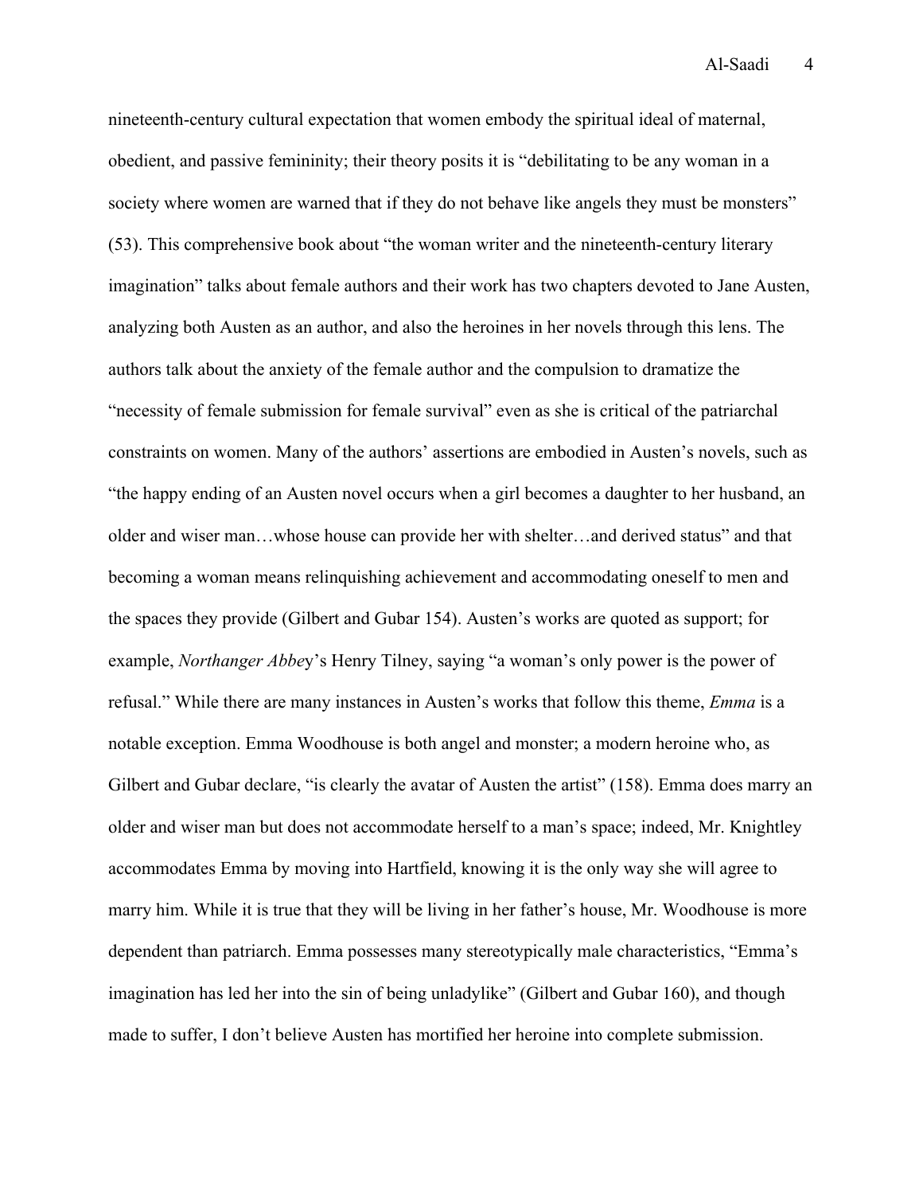nineteenth-century cultural expectation that women embody the spiritual ideal of maternal, obedient, and passive femininity; their theory posits it is "debilitating to be any woman in a society where women are warned that if they do not behave like angels they must be monsters" (53). This comprehensive book about "the woman writer and the nineteenth-century literary imagination" talks about female authors and their work has two chapters devoted to Jane Austen, analyzing both Austen as an author, and also the heroines in her novels through this lens. The authors talk about the anxiety of the female author and the compulsion to dramatize the "necessity of female submission for female survival" even as she is critical of the patriarchal constraints on women. Many of the authors' assertions are embodied in Austen's novels, such as "the happy ending of an Austen novel occurs when a girl becomes a daughter to her husband, an older and wiser man…whose house can provide her with shelter…and derived status" and that becoming a woman means relinquishing achievement and accommodating oneself to men and the spaces they provide (Gilbert and Gubar 154). Austen's works are quoted as support; for example, *Northanger Abbey*'s Henry Tilney, saying "a woman's only power is the power of refusal." While there are many instances in Austen's works that follow this theme, *Emma* is a notable exception. Emma Woodhouse is both angel and monster; a modern heroine who, as Gilbert and Gubar declare, "is clearly the avatar of Austen the artist" (158). Emma does marry an older and wiser man but does not accommodate herself to a man's space; indeed, Mr. Knightley accommodates Emma by moving into Hartfield, knowing it is the only way she will agree to marry him. While it is true that they will be living in her father's house, Mr. Woodhouse is more dependent than patriarch. Emma possesses many stereotypically male characteristics, "Emma's imagination has led her into the sin of being unladylike" (Gilbert and Gubar 160), and though made to suffer, I don't believe Austen has mortified her heroine into complete submission.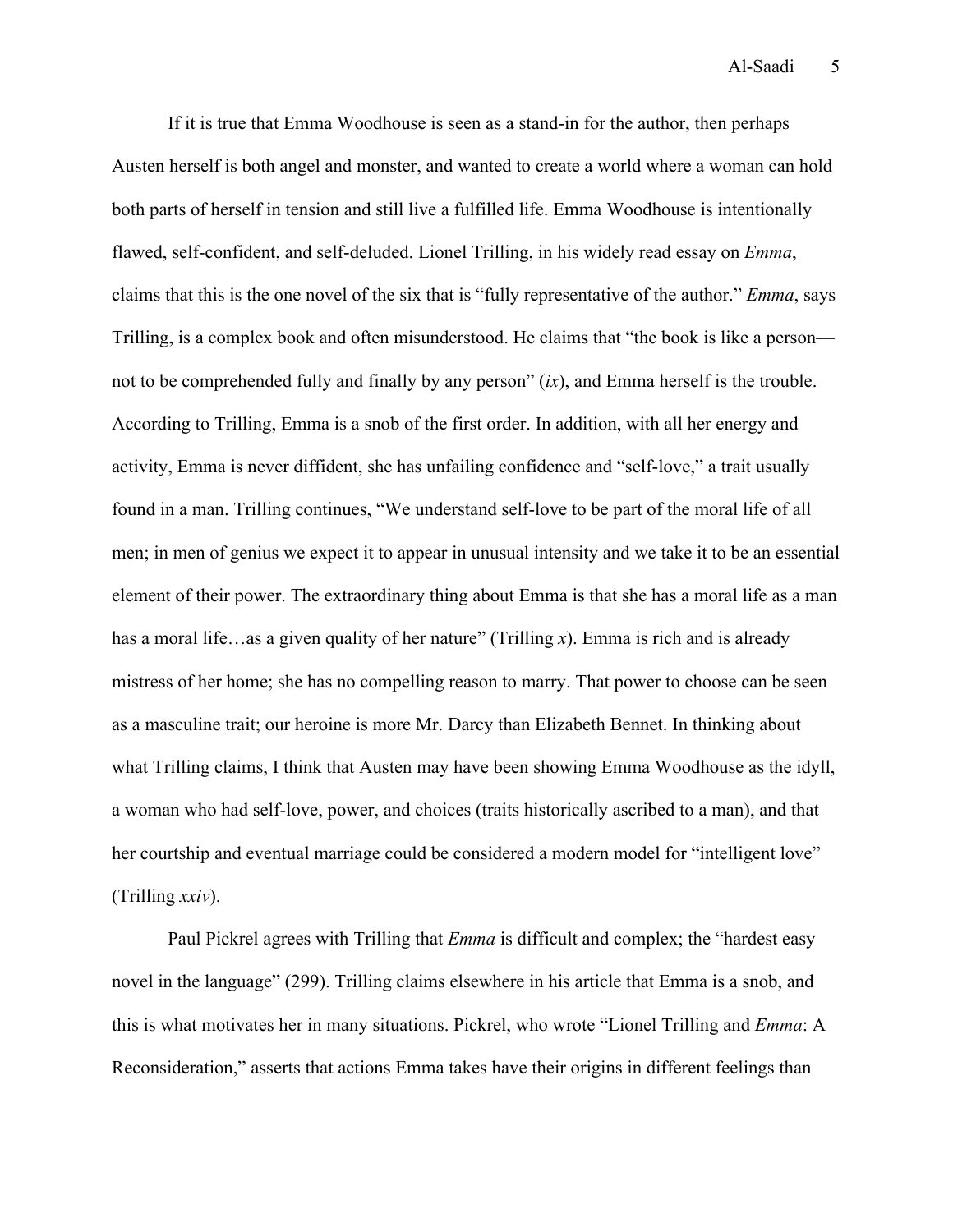If it is true that Emma Woodhouse is seen as a stand-in for the author, then perhaps Austen herself is both angel and monster, and wanted to create a world where a woman can hold both parts of herself in tension and still live a fulfilled life. Emma Woodhouse is intentionally flawed, self-confident, and self-deluded. Lionel Trilling, in his widely read essay on *Emma*, claims that this is the one novel of the six that is "fully representative of the author." *Emma*, says Trilling, is a complex book and often misunderstood. He claims that "the book is like a person—not to be comprehended fully and finally by any person" (*ix*), and Emma herself is the trouble. According to Trilling, Emma is a snob of the first order. In addition, with all her energy and activity, Emma is never diffident, she has unfailing confidence and "self-love," a trait usually found in a man. Trilling continues, "We understand self-love to be part of the moral life of all men; in men of genius we expect it to appear in unusual intensity and we take it to be an essential element of their power. The extraordinary thing about Emma is that she has a moral life as a man has a moral life…as a given quality of her nature" (Trilling *x*). Emma is rich and is already mistress of her home; she has no compelling reason to marry. That power to choose can be seen as a masculine trait; our heroine is more Mr. Darcy than Elizabeth Bennet. In thinking about what Trilling claims, I think that Austen may have been showing Emma Woodhouse as the idyll, a woman who had self-love, power, and choices (traits historically ascribed to a man), and that her courtship and eventual marriage could be considered a modern model for "intelligent love" (Trilling *xxiv*).

Paul Pickrel agrees with Trilling that *Emma* is difficult and complex; the "hardest easy novel in the language" (299). Trilling claims elsewhere in his article that Emma is a snob, and this is what motivates her in many situations. Pickrel, who wrote "Lionel Trilling and *Emma*: A Reconsideration," asserts that actions Emma takes have their origins in different feelings than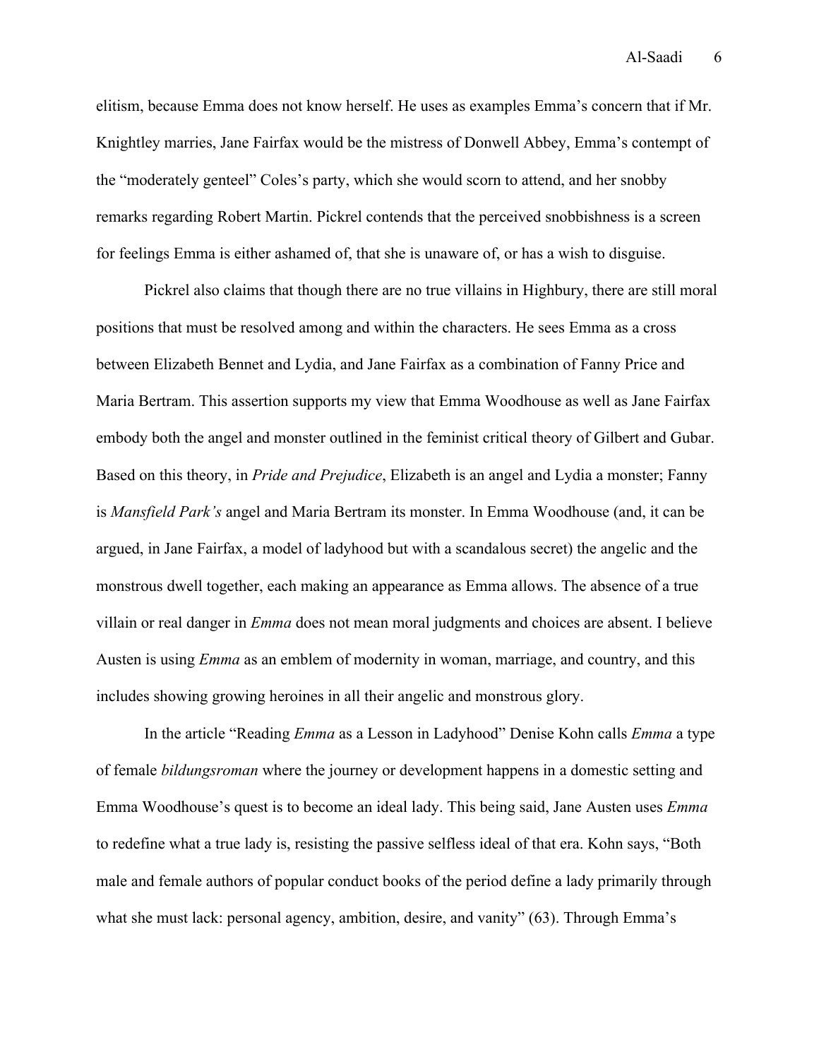elitism, because Emma does not know herself. He uses as examples Emma's concern that if Mr. Knightley marries, Jane Fairfax would be the mistress of Donwell Abbey, Emma's contempt of the "moderately genteel" Coles's party, which she would scorn to attend, and her snobby remarks regarding Robert Martin. Pickrel contends that the perceived snobbishness is a screen for feelings Emma is either ashamed of, that she is unaware of, or has a wish to disguise.

Pickrel also claims that though there are no true villains in Highbury, there are still moral positions that must be resolved among and within the characters. He sees Emma as a cross between Elizabeth Bennet and Lydia, and Jane Fairfax as a combination of Fanny Price and Maria Bertram. This assertion supports my view that Emma Woodhouse as well as Jane Fairfax embody both the angel and monster outlined in the feminist critical theory of Gilbert and Gubar. Based on this theory, in *Pride and Prejudice*, Elizabeth is an angel and Lydia a monster; Fanny is *Mansfield Park's* angel and Maria Bertram its monster. In Emma Woodhouse (and, it can be argued, in Jane Fairfax, a model of ladyhood but with a scandalous secret) the angelic and the monstrous dwell together, each making an appearance as Emma allows. The absence of a true villain or real danger in *Emma* does not mean moral judgments and choices are absent. I believe Austen is using *Emma* as an emblem of modernity in woman, marriage, and country, and this includes showing growing heroines in all their angelic and monstrous glory.

In the article "Reading *Emma* as a Lesson in Ladyhood" Denise Kohn calls *Emma* a type of female *bildungsroman* where the journey or development happens in a domestic setting and Emma Woodhouse's quest is to become an ideal lady. This being said, Jane Austen uses *Emma* to redefine what a true lady is, resisting the passive selfless ideal of that era. Kohn says, "Both male and female authors of popular conduct books of the period define a lady primarily through what she must lack: personal agency, ambition, desire, and vanity" (63). Through Emma's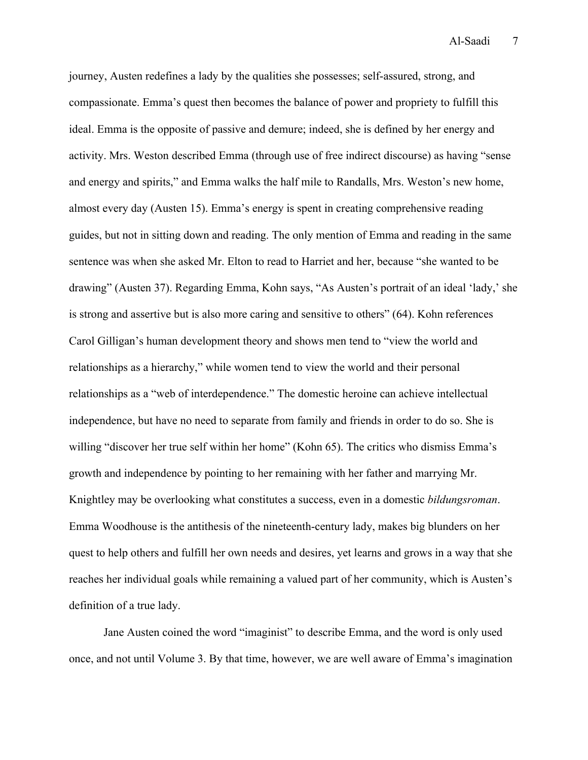journey, Austen redefines a lady by the qualities she possesses; self-assured, strong, and compassionate. Emma's quest then becomes the balance of power and propriety to fulfill this ideal. Emma is the opposite of passive and demure; indeed, she is defined by her energy and activity. Mrs. Weston described Emma (through use of free indirect discourse) as having "sense and energy and spirits," and Emma walks the half mile to Randalls, Mrs. Weston's new home, almost every day (Austen 15). Emma's energy is spent in creating comprehensive reading guides, but not in sitting down and reading. The only mention of Emma and reading in the same sentence was when she asked Mr. Elton to read to Harriet and her, because "she wanted to be drawing" (Austen 37). Regarding Emma, Kohn says, "As Austen's portrait of an ideal 'lady,' she is strong and assertive but is also more caring and sensitive to others" (64). Kohn references Carol Gilligan's human development theory and shows men tend to "view the world and relationships as a hierarchy," while women tend to view the world and their personal relationships as a "web of interdependence." The domestic heroine can achieve intellectual independence, but have no need to separate from family and friends in order to do so. She is willing "discover her true self within her home" (Kohn 65). The critics who dismiss Emma's growth and independence by pointing to her remaining with her father and marrying Mr. Knightley may be overlooking what constitutes a success, even in a domestic *bildungsroman*. Emma Woodhouse is the antithesis of the nineteenth-century lady, makes big blunders on her quest to help others and fulfill her own needs and desires, yet learns and grows in a way that she reaches her individual goals while remaining a valued part of her community, which is Austen's definition of a true lady.

Jane Austen coined the word "imaginist" to describe Emma, and the word is only used once, and not until Volume 3. By that time, however, we are well aware of Emma's imagination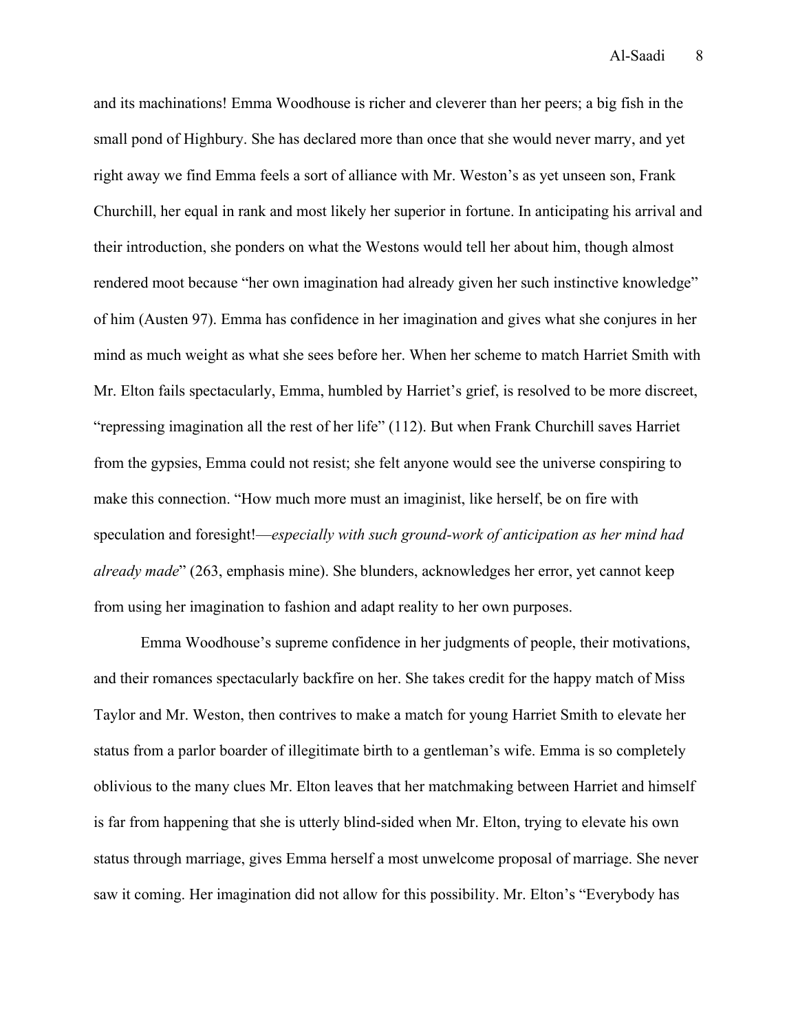and its machinations! Emma Woodhouse is richer and cleverer than her peers; a big fish in the small pond of Highbury. She has declared more than once that she would never marry, and yet right away we find Emma feels a sort of alliance with Mr. Weston's as yet unseen son, Frank Churchill, her equal in rank and most likely her superior in fortune. In anticipating his arrival and their introduction, she ponders on what the Westons would tell her about him, though almost rendered moot because "her own imagination had already given her such instinctive knowledge" of him (Austen 97). Emma has confidence in her imagination and gives what she conjures in her mind as much weight as what she sees before her. When her scheme to match Harriet Smith with Mr. Elton fails spectacularly, Emma, humbled by Harriet's grief, is resolved to be more discreet, "repressing imagination all the rest of her life" (112). But when Frank Churchill saves Harriet from the gypsies, Emma could not resist; she felt anyone would see the universe conspiring to make this connection. "How much more must an imaginist, like herself, be on fire with speculation and foresight!—*especially with such ground-work of anticipation as her mind had already made*" (263, emphasis mine). She blunders, acknowledges her error, yet cannot keep from using her imagination to fashion and adapt reality to her own purposes.

Emma Woodhouse's supreme confidence in her judgments of people, their motivations, and their romances spectacularly backfire on her. She takes credit for the happy match of Miss Taylor and Mr. Weston, then contrives to make a match for young Harriet Smith to elevate her status from a parlor boarder of illegitimate birth to a gentleman's wife. Emma is so completely oblivious to the many clues Mr. Elton leaves that her matchmaking between Harriet and himself is far from happening that she is utterly blind-sided when Mr. Elton, trying to elevate his own status through marriage, gives Emma herself a most unwelcome proposal of marriage. She never saw it coming. Her imagination did not allow for this possibility. Mr. Elton's "Everybody has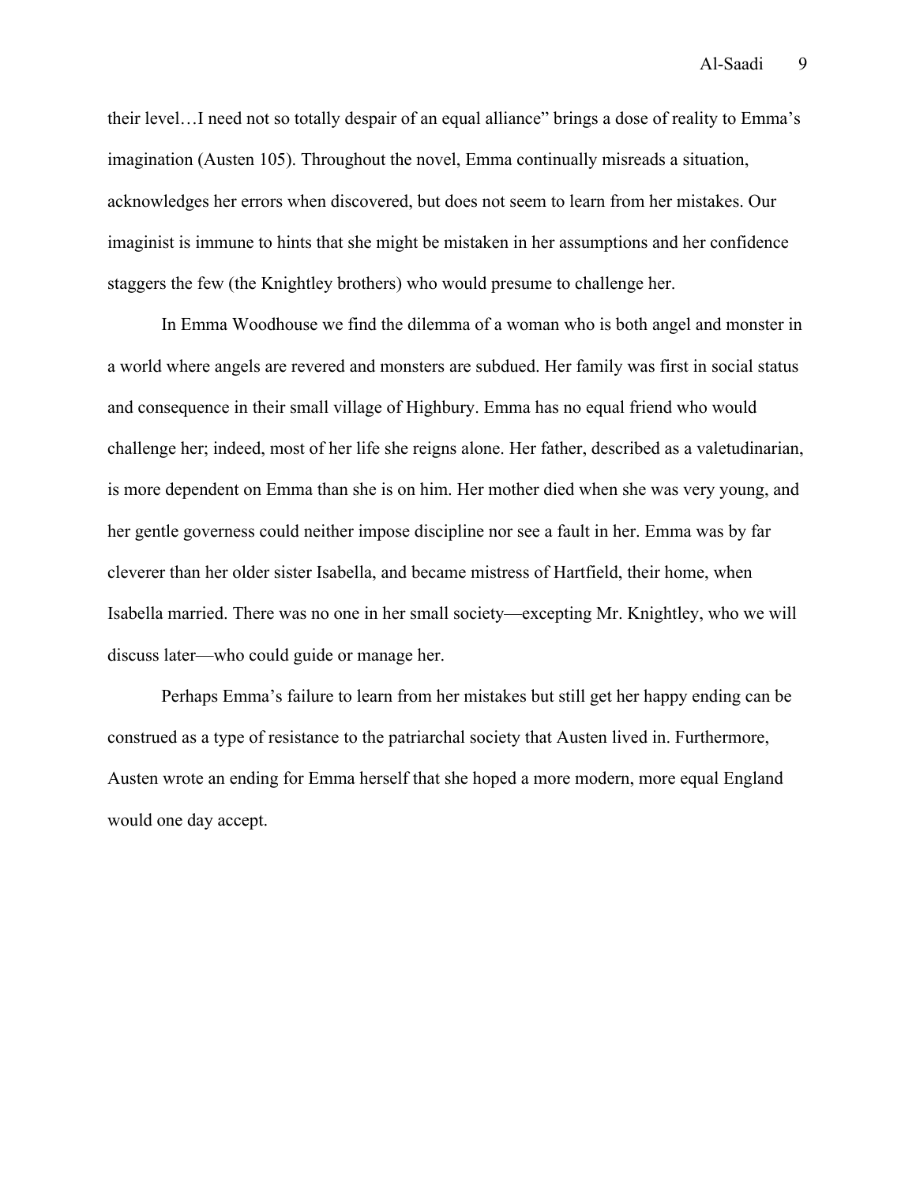their level…I need not so totally despair of an equal alliance" brings a dose of reality to Emma's imagination (Austen 105). Throughout the novel, Emma continually misreads a situation, acknowledges her errors when discovered, but does not seem to learn from her mistakes. Our imaginist is immune to hints that she might be mistaken in her assumptions and her confidence staggers the few (the Knightley brothers) who would presume to challenge her.

In Emma Woodhouse we find the dilemma of a woman who is both angel and monster in a world where angels are revered and monsters are subdued. Her family was first in social status and consequence in their small village of Highbury. Emma has no equal friend who would challenge her; indeed, most of her life she reigns alone. Her father, described as a valetudinarian, is more dependent on Emma than she is on him. Her mother died when she was very young, and her gentle governess could neither impose discipline nor see a fault in her. Emma was by far cleverer than her older sister Isabella, and became mistress of Hartfield, their home, when Isabella married. There was no one in her small society—excepting Mr. Knightley, who we will discuss later—who could guide or manage her.

Perhaps Emma's failure to learn from her mistakes but still get her happy ending can be construed as a type of resistance to the patriarchal society that Austen lived in. Furthermore, Austen wrote an ending for Emma herself that she hoped a more modern, more equal England would one day accept.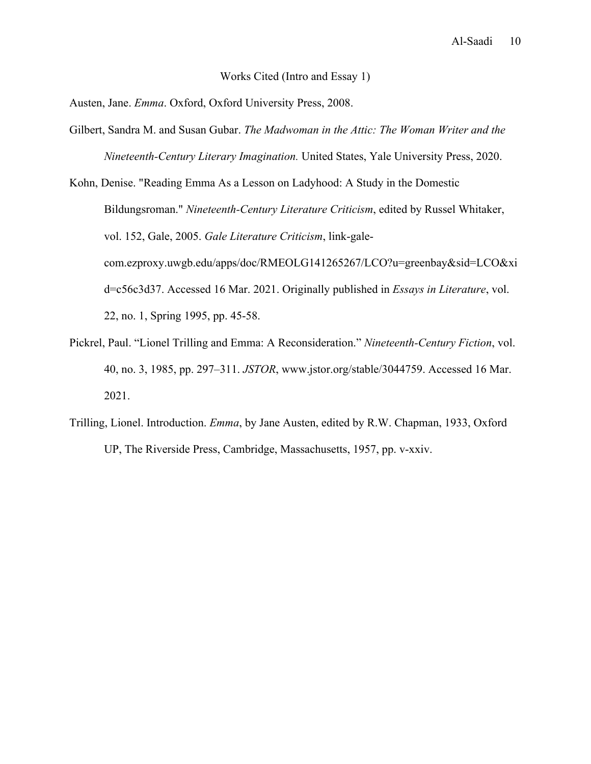# Works Cited (Intro and Essay 1)

Austen, Jane. *Emma*. Oxford, Oxford University Press, 2008.

Gilbert, Sandra M. and Susan Gubar. *The Madwoman in the Attic: The Woman Writer and the Nineteenth-Century Literary Imagination.* United States, Yale University Press, 2020.

Kohn, Denise. "Reading Emma As a Lesson on Ladyhood: A Study in the Domestic Bildungsroman." *Nineteenth-Century Literature Criticism*, edited by Russel Whitaker, vol. 152, Gale, 2005. *Gale Literature Criticism*, link-gale-com.ezproxy.uwgb.edu/apps/doc/RMEOLG141265267/LCO?u=greenbay&sid=LCO&xid=c56c3d37. Accessed 16 Mar. 2021. Originally published in *Essays in Literature*, vol. 22, no. 1, Spring 1995, pp. 45-58.

Pickrel, Paul. "Lionel Trilling and Emma: A Reconsideration." *Nineteenth-Century Fiction*, vol. 40, no. 3, 1985, pp. 297–311. *JSTOR*, www.jstor.org/stable/3044759. Accessed 16 Mar. 2021.

Trilling, Lionel. Introduction. *Emma*, by Jane Austen, edited by R.W. Chapman, 1933, Oxford UP, The Riverside Press, Cambridge, Massachusetts, 1957, pp. v-xxiv.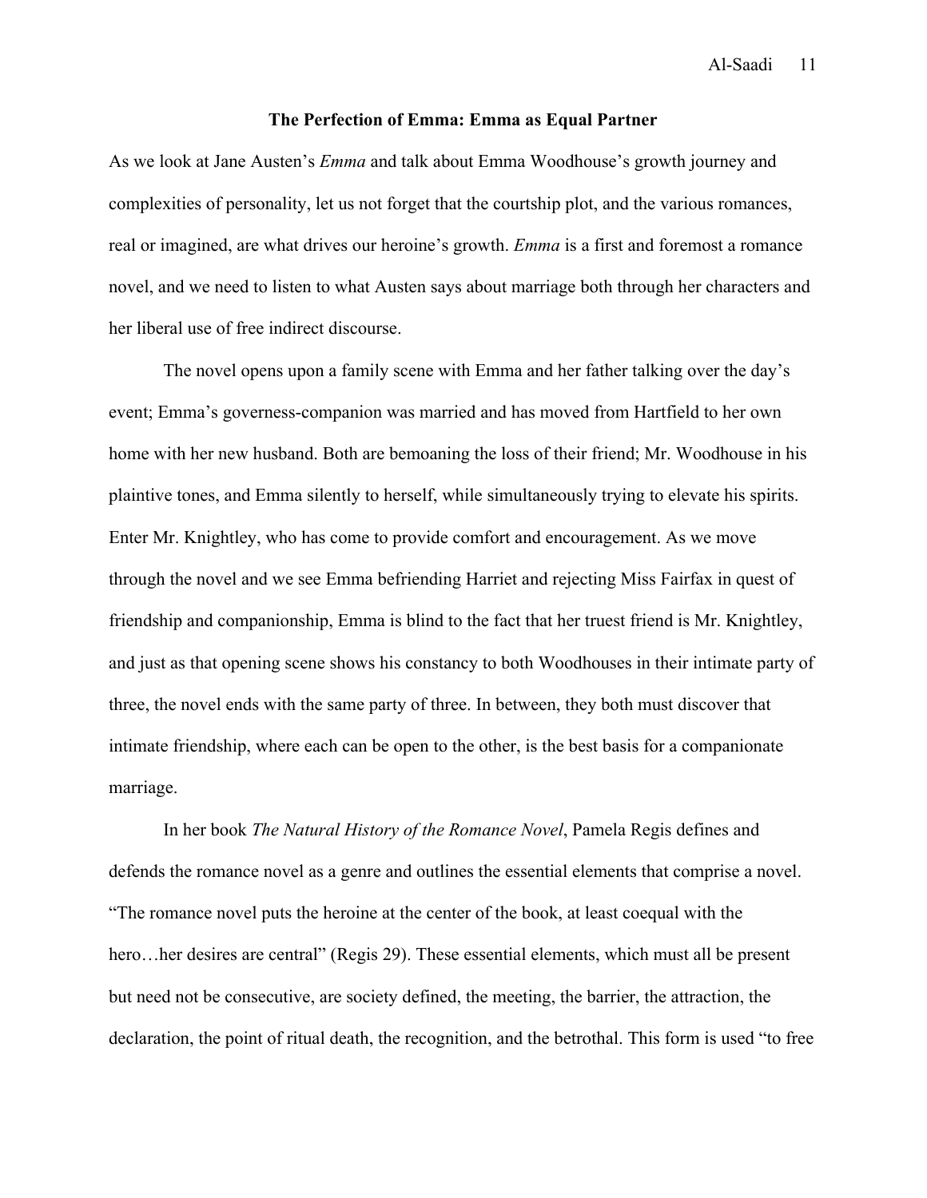## The Perfection of Emma: Emma as Equal Partner

As we look at Jane Austen's *Emma* and talk about Emma Woodhouse's growth journey and complexities of personality, let us not forget that the courtship plot, and the various romances, real or imagined, are what drives our heroine's growth. *Emma* is a first and foremost a romance novel, and we need to listen to what Austen says about marriage both through her characters and her liberal use of free indirect discourse.

The novel opens upon a family scene with Emma and her father talking over the day's event; Emma's governess-companion was married and has moved from Hartfield to her own home with her new husband. Both are bemoaning the loss of their friend; Mr. Woodhouse in his plaintive tones, and Emma silently to herself, while simultaneously trying to elevate his spirits. Enter Mr. Knightley, who has come to provide comfort and encouragement. As we move through the novel and we see Emma befriending Harriet and rejecting Miss Fairfax in quest of friendship and companionship, Emma is blind to the fact that her truest friend is Mr. Knightley, and just as that opening scene shows his constancy to both Woodhouses in their intimate party of three, the novel ends with the same party of three. In between, they both must discover that intimate friendship, where each can be open to the other, is the best basis for a companionate marriage.

In her book *The Natural History of the Romance Novel*, Pamela Regis defines and defends the romance novel as a genre and outlines the essential elements that comprise a novel. "The romance novel puts the heroine at the center of the book, at least coequal with the hero…her desires are central" (Regis 29). These essential elements, which must all be present but need not be consecutive, are society defined, the meeting, the barrier, the attraction, the declaration, the point of ritual death, the recognition, and the betrothal. This form is used "to free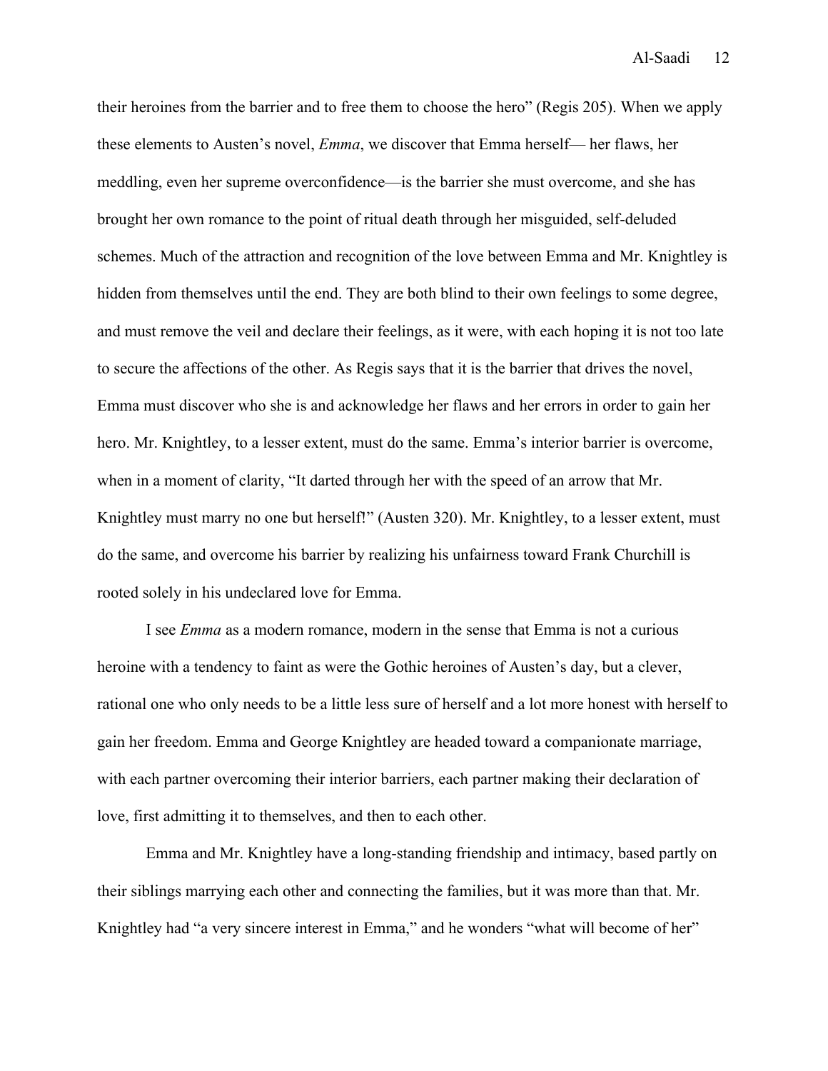their heroines from the barrier and to free them to choose the hero" (Regis 205). When we apply these elements to Austen's novel, *Emma*, we discover that Emma herself— her flaws, her meddling, even her supreme overconfidence—is the barrier she must overcome, and she has brought her own romance to the point of ritual death through her misguided, self-deluded schemes. Much of the attraction and recognition of the love between Emma and Mr. Knightley is hidden from themselves until the end. They are both blind to their own feelings to some degree, and must remove the veil and declare their feelings, as it were, with each hoping it is not too late to secure the affections of the other. As Regis says that it is the barrier that drives the novel, Emma must discover who she is and acknowledge her flaws and her errors in order to gain her hero. Mr. Knightley, to a lesser extent, must do the same. Emma's interior barrier is overcome, when in a moment of clarity, "It darted through her with the speed of an arrow that Mr. Knightley must marry no one but herself!" (Austen 320). Mr. Knightley, to a lesser extent, must do the same, and overcome his barrier by realizing his unfairness toward Frank Churchill is rooted solely in his undeclared love for Emma.

I see *Emma* as a modern romance, modern in the sense that Emma is not a curious heroine with a tendency to faint as were the Gothic heroines of Austen's day, but a clever, rational one who only needs to be a little less sure of herself and a lot more honest with herself to gain her freedom. Emma and George Knightley are headed toward a companionate marriage, with each partner overcoming their interior barriers, each partner making their declaration of love, first admitting it to themselves, and then to each other.

Emma and Mr. Knightley have a long-standing friendship and intimacy, based partly on their siblings marrying each other and connecting the families, but it was more than that. Mr. Knightley had "a very sincere interest in Emma," and he wonders "what will become of her"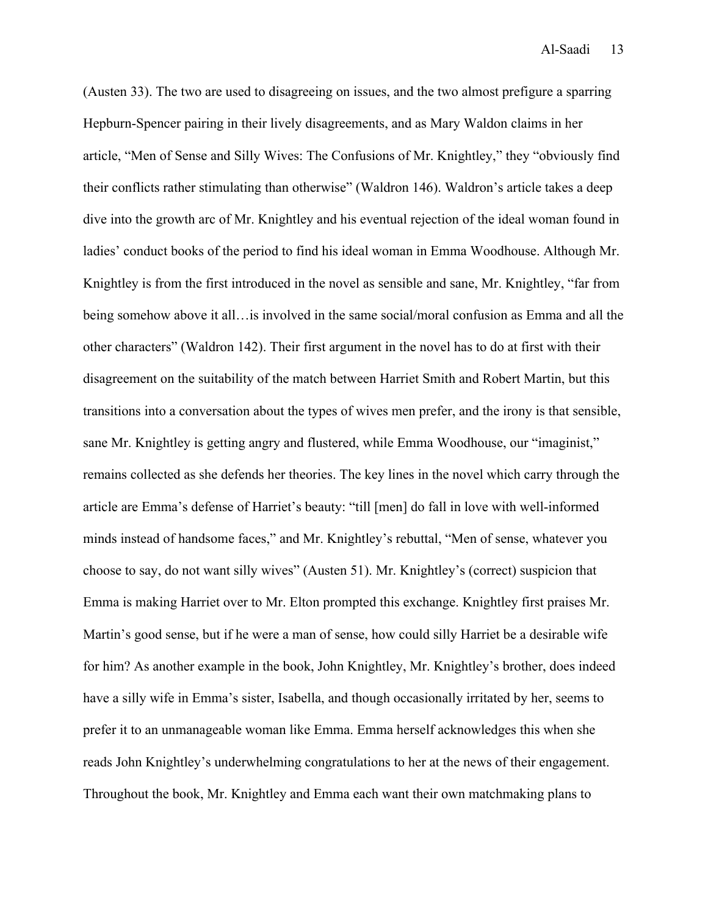(Austen 33). The two are used to disagreeing on issues, and the two almost prefigure a sparring Hepburn-Spencer pairing in their lively disagreements, and as Mary Waldon claims in her article, "Men of Sense and Silly Wives: The Confusions of Mr. Knightley," they "obviously find their conflicts rather stimulating than otherwise" (Waldron 146). Waldron's article takes a deep dive into the growth arc of Mr. Knightley and his eventual rejection of the ideal woman found in ladies' conduct books of the period to find his ideal woman in Emma Woodhouse. Although Mr. Knightley is from the first introduced in the novel as sensible and sane, Mr. Knightley, "far from being somehow above it all…is involved in the same social/moral confusion as Emma and all the other characters" (Waldron 142). Their first argument in the novel has to do at first with their disagreement on the suitability of the match between Harriet Smith and Robert Martin, but this transitions into a conversation about the types of wives men prefer, and the irony is that sensible, sane Mr. Knightley is getting angry and flustered, while Emma Woodhouse, our "imaginist," remains collected as she defends her theories. The key lines in the novel which carry through the article are Emma's defense of Harriet's beauty: "till [men] do fall in love with well-informed minds instead of handsome faces," and Mr. Knightley's rebuttal, "Men of sense, whatever you choose to say, do not want silly wives" (Austen 51). Mr. Knightley's (correct) suspicion that Emma is making Harriet over to Mr. Elton prompted this exchange. Knightley first praises Mr. Martin's good sense, but if he were a man of sense, how could silly Harriet be a desirable wife for him? As another example in the book, John Knightley, Mr. Knightley's brother, does indeed have a silly wife in Emma's sister, Isabella, and though occasionally irritated by her, seems to prefer it to an unmanageable woman like Emma. Emma herself acknowledges this when she reads John Knightley's underwhelming congratulations to her at the news of their engagement. Throughout the book, Mr. Knightley and Emma each want their own matchmaking plans to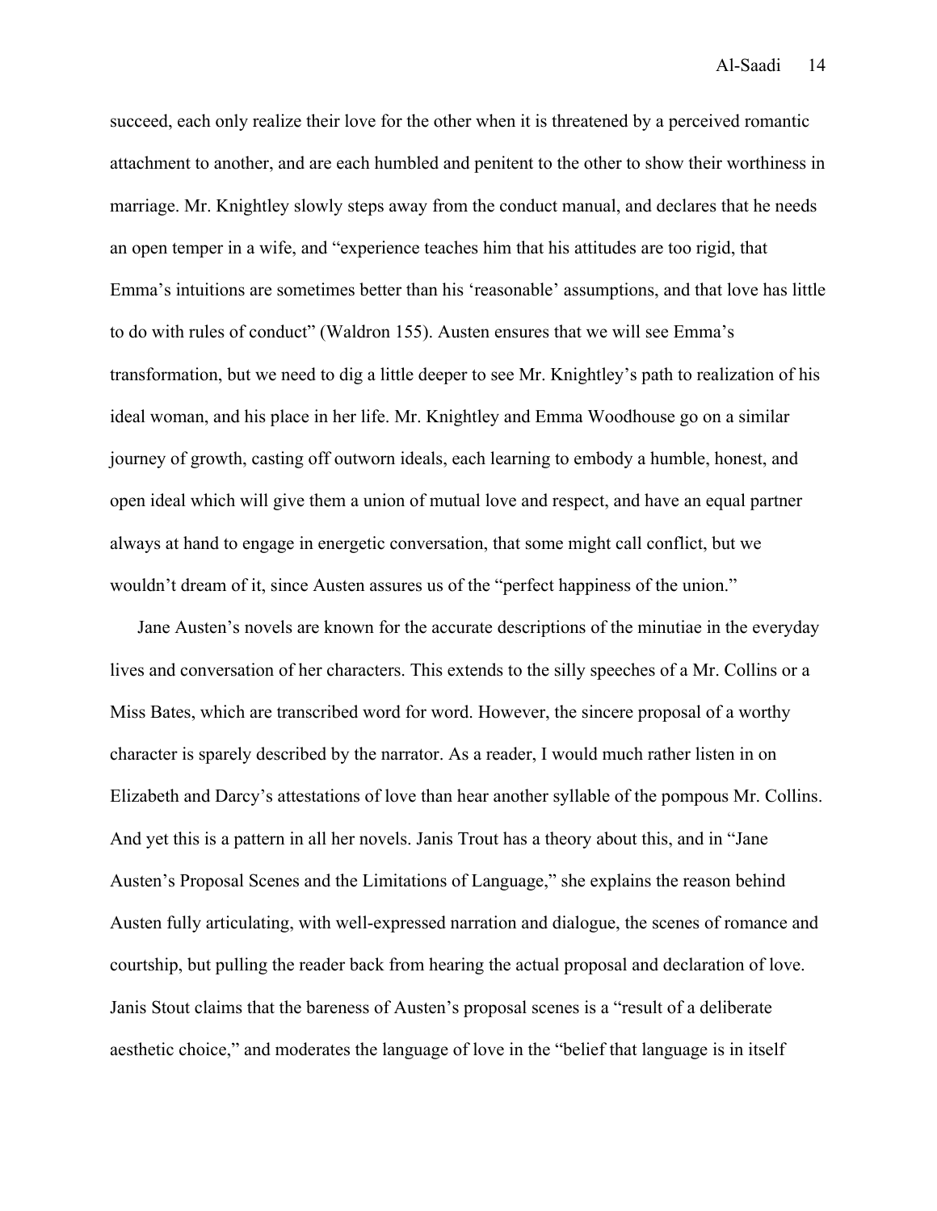succeed, each only realize their love for the other when it is threatened by a perceived romantic attachment to another, and are each humbled and penitent to the other to show their worthiness in marriage. Mr. Knightley slowly steps away from the conduct manual, and declares that he needs an open temper in a wife, and "experience teaches him that his attitudes are too rigid, that Emma's intuitions are sometimes better than his 'reasonable' assumptions, and that love has little to do with rules of conduct" (Waldron 155). Austen ensures that we will see Emma's transformation, but we need to dig a little deeper to see Mr. Knightley's path to realization of his ideal woman, and his place in her life. Mr. Knightley and Emma Woodhouse go on a similar journey of growth, casting off outworn ideals, each learning to embody a humble, honest, and open ideal which will give them a union of mutual love and respect, and have an equal partner always at hand to engage in energetic conversation, that some might call conflict, but we wouldn't dream of it, since Austen assures us of the "perfect happiness of the union."

Jane Austen's novels are known for the accurate descriptions of the minutiae in the everyday lives and conversation of her characters. This extends to the silly speeches of a Mr. Collins or a Miss Bates, which are transcribed word for word. However, the sincere proposal of a worthy character is sparely described by the narrator. As a reader, I would much rather listen in on Elizabeth and Darcy's attestations of love than hear another syllable of the pompous Mr. Collins. And yet this is a pattern in all her novels. Janis Trout has a theory about this, and in "Jane Austen's Proposal Scenes and the Limitations of Language," she explains the reason behind Austen fully articulating, with well-expressed narration and dialogue, the scenes of romance and courtship, but pulling the reader back from hearing the actual proposal and declaration of love. Janis Stout claims that the bareness of Austen's proposal scenes is a "result of a deliberate aesthetic choice," and moderates the language of love in the "belief that language is in itself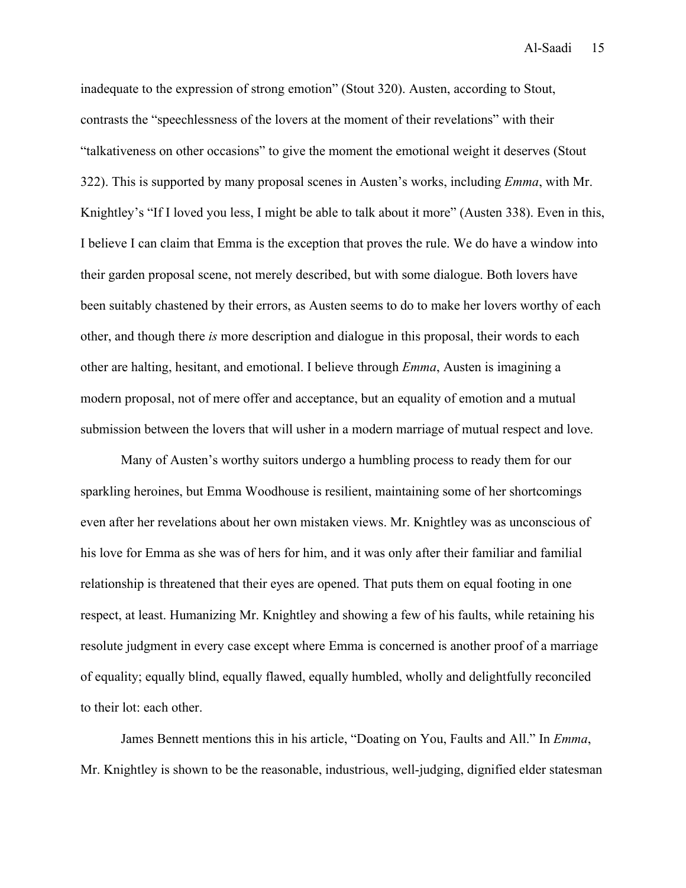inadequate to the expression of strong emotion" (Stout 320). Austen, according to Stout, contrasts the "speechlessness of the lovers at the moment of their revelations" with their "talkativeness on other occasions" to give the moment the emotional weight it deserves (Stout 322). This is supported by many proposal scenes in Austen's works, including *Emma*, with Mr. Knightley's "If I loved you less, I might be able to talk about it more" (Austen 338). Even in this, I believe I can claim that Emma is the exception that proves the rule. We do have a window into their garden proposal scene, not merely described, but with some dialogue. Both lovers have been suitably chastened by their errors, as Austen seems to do to make her lovers worthy of each other, and though there *is* more description and dialogue in this proposal, their words to each other are halting, hesitant, and emotional. I believe through *Emma*, Austen is imagining a modern proposal, not of mere offer and acceptance, but an equality of emotion and a mutual submission between the lovers that will usher in a modern marriage of mutual respect and love.

Many of Austen's worthy suitors undergo a humbling process to ready them for our sparkling heroines, but Emma Woodhouse is resilient, maintaining some of her shortcomings even after her revelations about her own mistaken views. Mr. Knightley was as unconscious of his love for Emma as she was of hers for him, and it was only after their familiar and familial relationship is threatened that their eyes are opened. That puts them on equal footing in one respect, at least. Humanizing Mr. Knightley and showing a few of his faults, while retaining his resolute judgment in every case except where Emma is concerned is another proof of a marriage of equality; equally blind, equally flawed, equally humbled, wholly and delightfully reconciled to their lot: each other.

James Bennett mentions this in his article, "Doating on You, Faults and All." In *Emma*, Mr. Knightley is shown to be the reasonable, industrious, well-judging, dignified elder statesman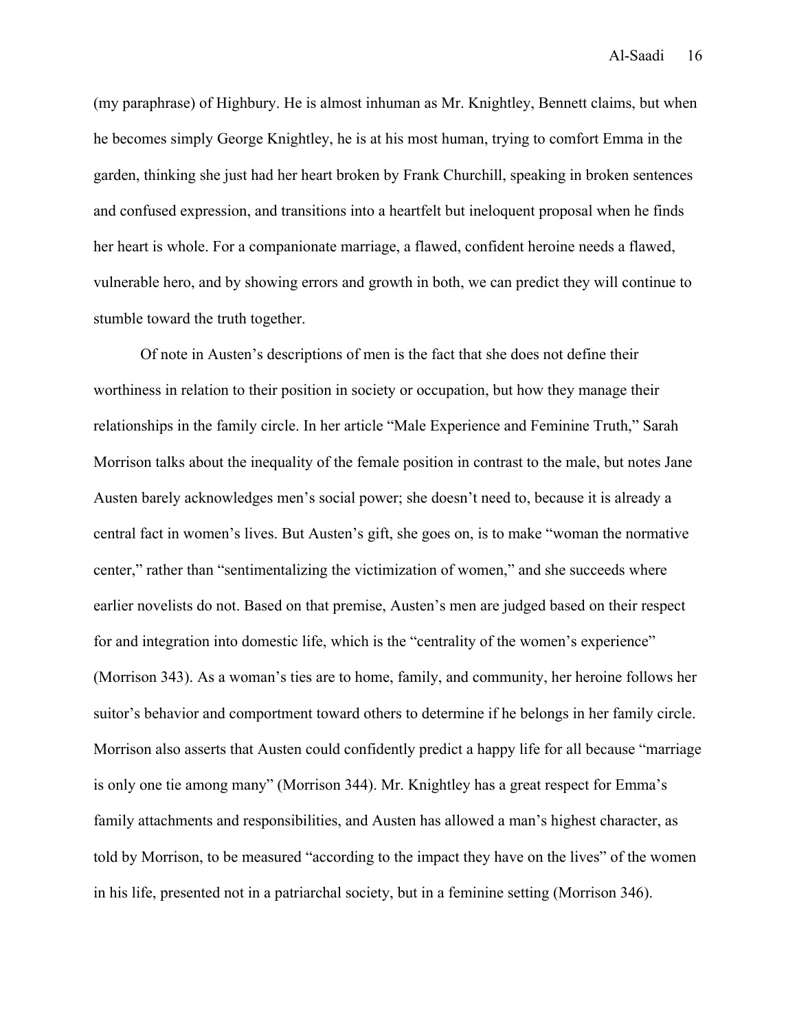(my paraphrase) of Highbury. He is almost inhuman as Mr. Knightley, Bennett claims, but when he becomes simply George Knightley, he is at his most human, trying to comfort Emma in the garden, thinking she just had her heart broken by Frank Churchill, speaking in broken sentences and confused expression, and transitions into a heartfelt but ineloquent proposal when he finds her heart is whole. For a companionate marriage, a flawed, confident heroine needs a flawed, vulnerable hero, and by showing errors and growth in both, we can predict they will continue to stumble toward the truth together.

Of note in Austen's descriptions of men is the fact that she does not define their worthiness in relation to their position in society or occupation, but how they manage their relationships in the family circle. In her article "Male Experience and Feminine Truth," Sarah Morrison talks about the inequality of the female position in contrast to the male, but notes Jane Austen barely acknowledges men's social power; she doesn't need to, because it is already a central fact in women's lives. But Austen's gift, she goes on, is to make "woman the normative center," rather than "sentimentalizing the victimization of women," and she succeeds where earlier novelists do not. Based on that premise, Austen's men are judged based on their respect for and integration into domestic life, which is the "centrality of the women's experience" (Morrison 343). As a woman's ties are to home, family, and community, her heroine follows her suitor's behavior and comportment toward others to determine if he belongs in her family circle. Morrison also asserts that Austen could confidently predict a happy life for all because "marriage is only one tie among many" (Morrison 344). Mr. Knightley has a great respect for Emma's family attachments and responsibilities, and Austen has allowed a man's highest character, as told by Morrison, to be measured "according to the impact they have on the lives" of the women in his life, presented not in a patriarchal society, but in a feminine setting (Morrison 346).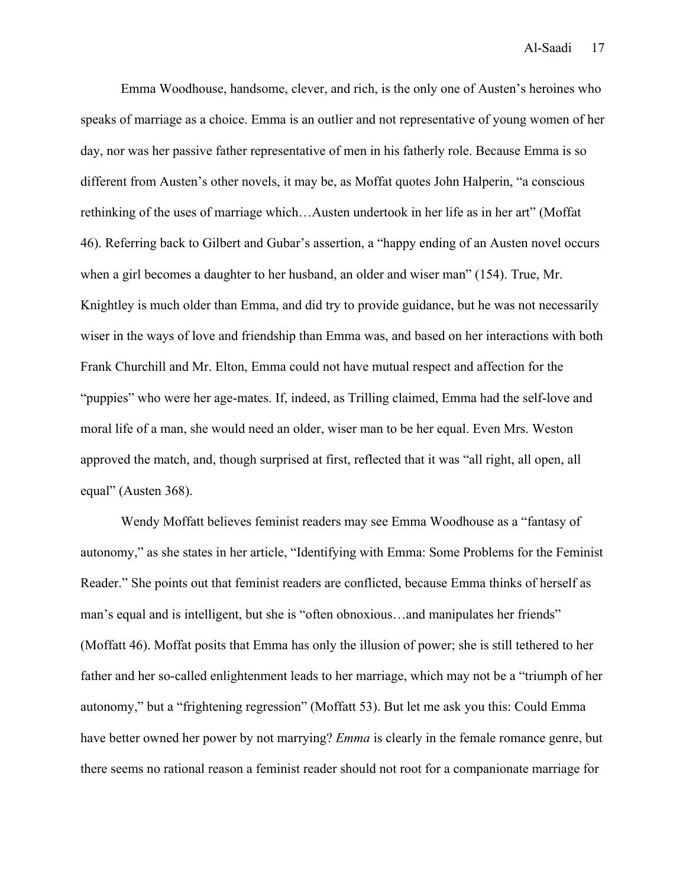Emma Woodhouse, handsome, clever, and rich, is the only one of Austen's heroines who speaks of marriage as a choice. Emma is an outlier and not representative of young women of her day, nor was her passive father representative of men in his fatherly role. Because Emma is so different from Austen's other novels, it may be, as Moffat quotes John Halperin, "a conscious rethinking of the uses of marriage which…Austen undertook in her life as in her art" (Moffat 46). Referring back to Gilbert and Gubar's assertion, a "happy ending of an Austen novel occurs when a girl becomes a daughter to her husband, an older and wiser man" (154). True, Mr. Knightley is much older than Emma, and did try to provide guidance, but he was not necessarily wiser in the ways of love and friendship than Emma was, and based on her interactions with both Frank Churchill and Mr. Elton, Emma could not have mutual respect and affection for the "puppies" who were her age-mates. If, indeed, as Trilling claimed, Emma had the self-love and moral life of a man, she would need an older, wiser man to be her equal. Even Mrs. Weston approved the match, and, though surprised at first, reflected that it was "all right, all open, all equal" (Austen 368).

Wendy Moffatt believes feminist readers may see Emma Woodhouse as a "fantasy of autonomy," as she states in her article, "Identifying with Emma: Some Problems for the Feminist Reader." She points out that feminist readers are conflicted, because Emma thinks of herself as man's equal and is intelligent, but she is "often obnoxious…and manipulates her friends" (Moffatt 46). Moffat posits that Emma has only the illusion of power; she is still tethered to her father and her so-called enlightenment leads to her marriage, which may not be a "triumph of her autonomy," but a "frightening regression" (Moffatt 53). But let me ask you this: Could Emma have better owned her power by not marrying? *Emma* is clearly in the female romance genre, but there seems no rational reason a feminist reader should not root for a companionate marriage for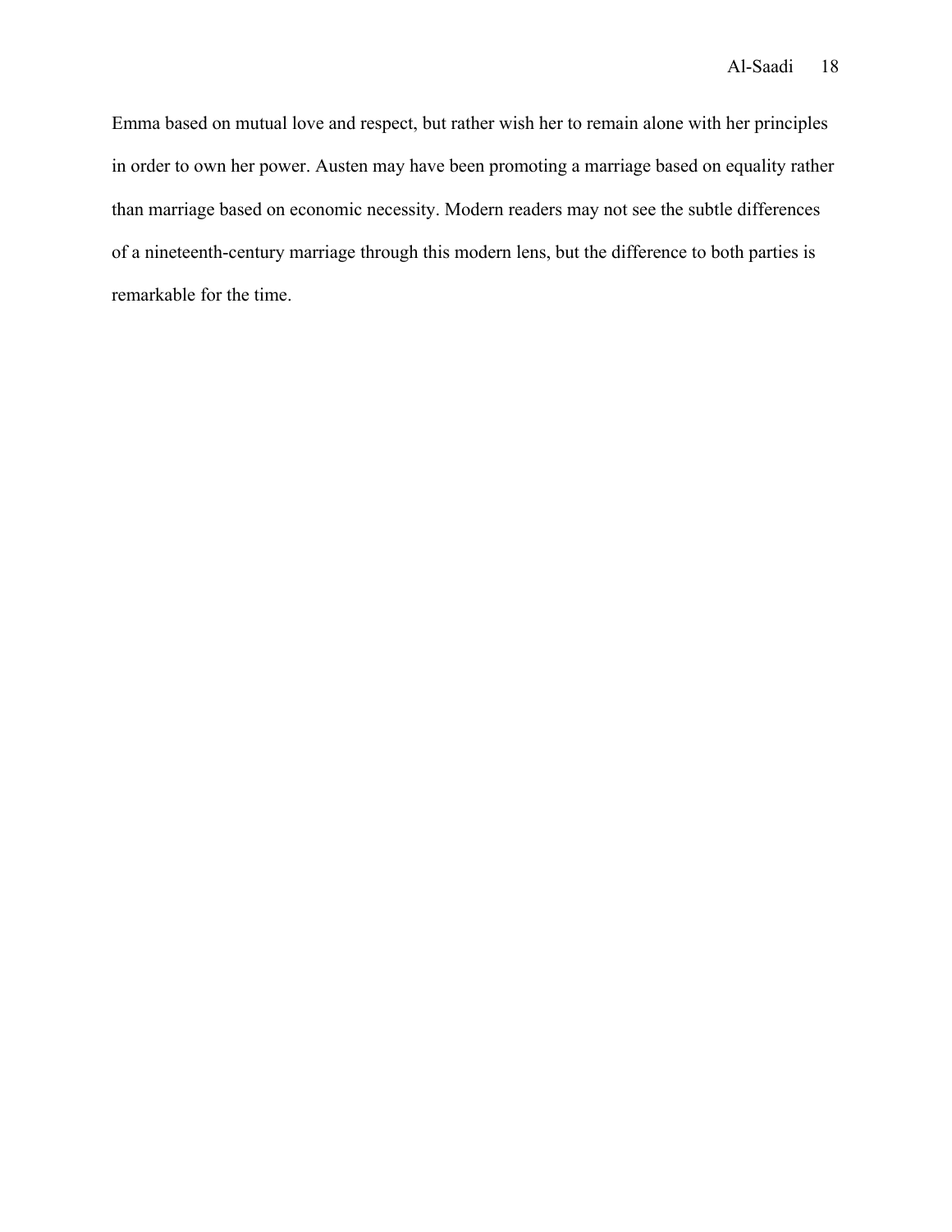Emma based on mutual love and respect, but rather wish her to remain alone with her principles in order to own her power. Austen may have been promoting a marriage based on equality rather than marriage based on economic necessity. Modern readers may not see the subtle differences of a nineteenth-century marriage through this modern lens, but the difference to both parties is remarkable for the time.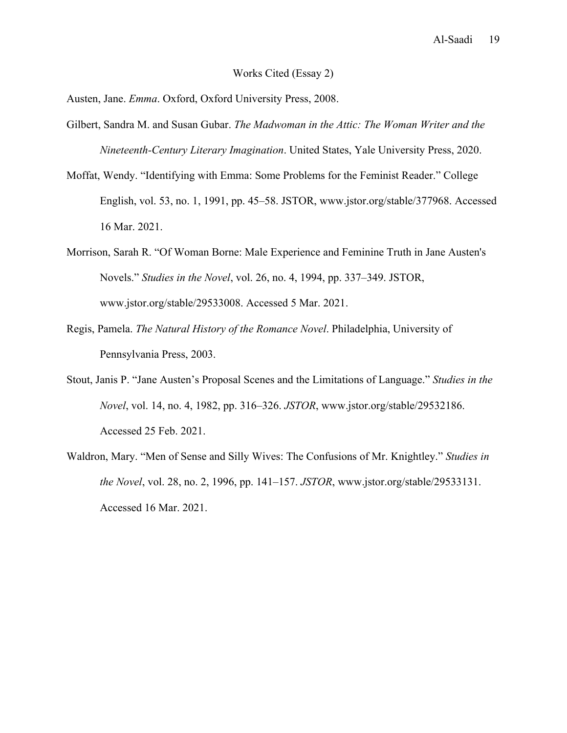## Works Cited (Essay 2)

Austen, Jane. *Emma*. Oxford, Oxford University Press, 2008.

Gilbert, Sandra M. and Susan Gubar. *The Madwoman in the Attic: The Woman Writer and the Nineteenth-Century Literary Imagination*. United States, Yale University Press, 2020.

Moffat, Wendy. "Identifying with Emma: Some Problems for the Feminist Reader." College English, vol. 53, no. 1, 1991, pp. 45–58. JSTOR, www.jstor.org/stable/377968. Accessed 16 Mar. 2021.

Morrison, Sarah R. "Of Woman Borne: Male Experience and Feminine Truth in Jane Austen's Novels." *Studies in the Novel*, vol. 26, no. 4, 1994, pp. 337–349. JSTOR, www.jstor.org/stable/29533008. Accessed 5 Mar. 2021.

Regis, Pamela. *The Natural History of the Romance Novel*. Philadelphia, University of Pennsylvania Press, 2003.

Stout, Janis P. "Jane Austen's Proposal Scenes and the Limitations of Language." *Studies in the Novel*, vol. 14, no. 4, 1982, pp. 316–326. *JSTOR*, www.jstor.org/stable/29532186. Accessed 25 Feb. 2021.

Waldron, Mary. "Men of Sense and Silly Wives: The Confusions of Mr. Knightley." *Studies in the Novel*, vol. 28, no. 2, 1996, pp. 141–157. *JSTOR*, www.jstor.org/stable/29533131. Accessed 16 Mar. 2021.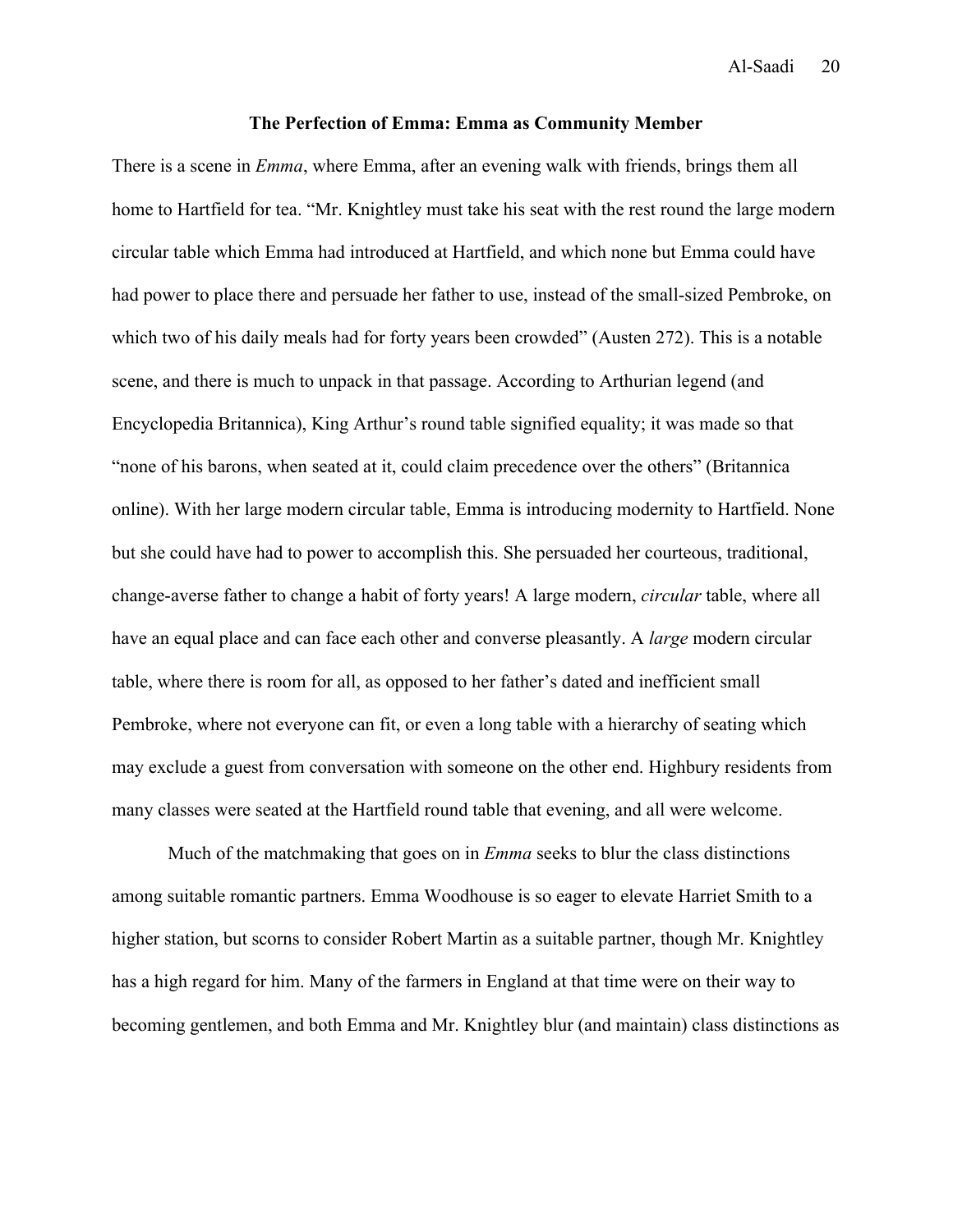**The Perfection of Emma: Emma as Community Member**

There is a scene in *Emma*, where Emma, after an evening walk with friends, brings them all home to Hartfield for tea. "Mr. Knightley must take his seat with the rest round the large modern circular table which Emma had introduced at Hartfield, and which none but Emma could have had power to place there and persuade her father to use, instead of the small-sized Pembroke, on which two of his daily meals had for forty years been crowded" (Austen 272). This is a notable scene, and there is much to unpack in that passage. According to Arthurian legend (and Encyclopedia Britannica), King Arthur's round table signified equality; it was made so that "none of his barons, when seated at it, could claim precedence over the others" (Britannica online). With her large modern circular table, Emma is introducing modernity to Hartfield. None but she could have had to power to accomplish this. She persuaded her courteous, traditional, change-averse father to change a habit of forty years! A large modern, *circular* table, where all have an equal place and can face each other and converse pleasantly. A *large* modern circular table, where there is room for all, as opposed to her father's dated and inefficient small Pembroke, where not everyone can fit, or even a long table with a hierarchy of seating which may exclude a guest from conversation with someone on the other end. Highbury residents from many classes were seated at the Hartfield round table that evening, and all were welcome.

Much of the matchmaking that goes on in *Emma* seeks to blur the class distinctions among suitable romantic partners. Emma Woodhouse is so eager to elevate Harriet Smith to a higher station, but scorns to consider Robert Martin as a suitable partner, though Mr. Knightley has a high regard for him. Many of the farmers in England at that time were on their way to becoming gentlemen, and both Emma and Mr. Knightley blur (and maintain) class distinctions as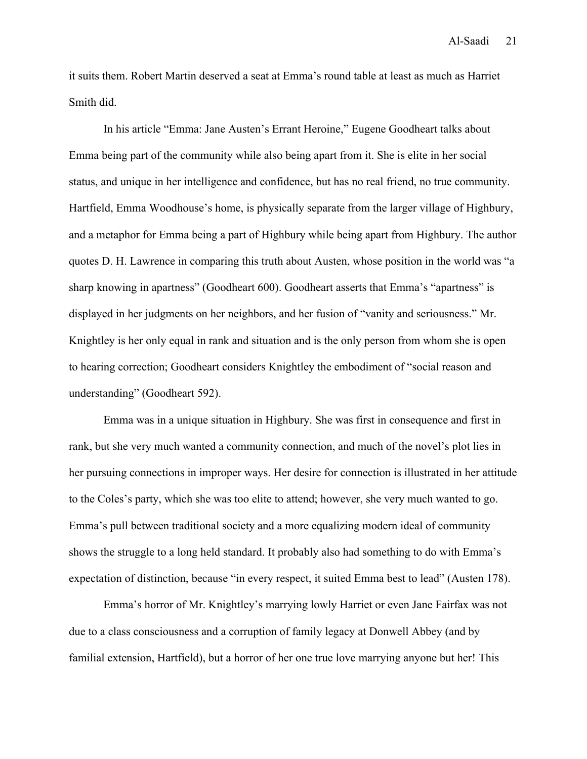it suits them. Robert Martin deserved a seat at Emma's round table at least as much as Harriet Smith did.

In his article "Emma: Jane Austen's Errant Heroine," Eugene Goodheart talks about Emma being part of the community while also being apart from it. She is elite in her social status, and unique in her intelligence and confidence, but has no real friend, no true community. Hartfield, Emma Woodhouse's home, is physically separate from the larger village of Highbury, and a metaphor for Emma being a part of Highbury while being apart from Highbury. The author quotes D. H. Lawrence in comparing this truth about Austen, whose position in the world was "a sharp knowing in apartness" (Goodheart 600). Goodheart asserts that Emma's "apartness" is displayed in her judgments on her neighbors, and her fusion of "vanity and seriousness." Mr. Knightley is her only equal in rank and situation and is the only person from whom she is open to hearing correction; Goodheart considers Knightley the embodiment of "social reason and understanding" (Goodheart 592).

Emma was in a unique situation in Highbury. She was first in consequence and first in rank, but she very much wanted a community connection, and much of the novel's plot lies in her pursuing connections in improper ways. Her desire for connection is illustrated in her attitude to the Coles's party, which she was too elite to attend; however, she very much wanted to go. Emma's pull between traditional society and a more equalizing modern ideal of community shows the struggle to a long held standard. It probably also had something to do with Emma's expectation of distinction, because "in every respect, it suited Emma best to lead" (Austen 178).

Emma's horror of Mr. Knightley's marrying lowly Harriet or even Jane Fairfax was not due to a class consciousness and a corruption of family legacy at Donwell Abbey (and by familial extension, Hartfield), but a horror of her one true love marrying anyone but her! This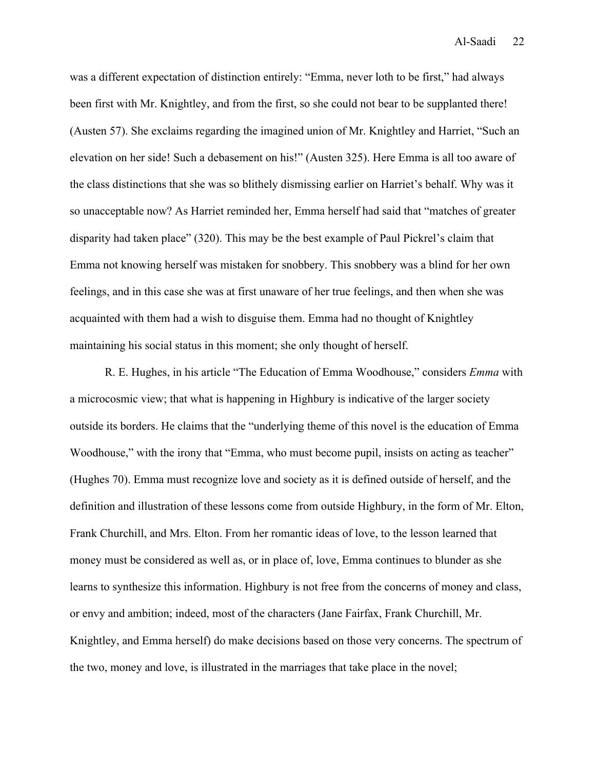was a different expectation of distinction entirely: "Emma, never loth to be first," had always been first with Mr. Knightley, and from the first, so she could not bear to be supplanted there! (Austen 57). She exclaims regarding the imagined union of Mr. Knightley and Harriet, "Such an elevation on her side! Such a debasement on his!" (Austen 325). Here Emma is all too aware of the class distinctions that she was so blithely dismissing earlier on Harriet's behalf. Why was it so unacceptable now? As Harriet reminded her, Emma herself had said that "matches of greater disparity had taken place" (320). This may be the best example of Paul Pickrel's claim that Emma not knowing herself was mistaken for snobbery. This snobbery was a blind for her own feelings, and in this case she was at first unaware of her true feelings, and then when she was acquainted with them had a wish to disguise them. Emma had no thought of Knightley maintaining his social status in this moment; she only thought of herself.

R. E. Hughes, in his article "The Education of Emma Woodhouse," considers *Emma* with a microcosmic view; that what is happening in Highbury is indicative of the larger society outside its borders. He claims that the "underlying theme of this novel is the education of Emma Woodhouse," with the irony that "Emma, who must become pupil, insists on acting as teacher" (Hughes 70). Emma must recognize love and society as it is defined outside of herself, and the definition and illustration of these lessons come from outside Highbury, in the form of Mr. Elton, Frank Churchill, and Mrs. Elton. From her romantic ideas of love, to the lesson learned that money must be considered as well as, or in place of, love, Emma continues to blunder as she learns to synthesize this information. Highbury is not free from the concerns of money and class, or envy and ambition; indeed, most of the characters (Jane Fairfax, Frank Churchill, Mr. Knightley, and Emma herself) do make decisions based on those very concerns. The spectrum of the two, money and love, is illustrated in the marriages that take place in the novel;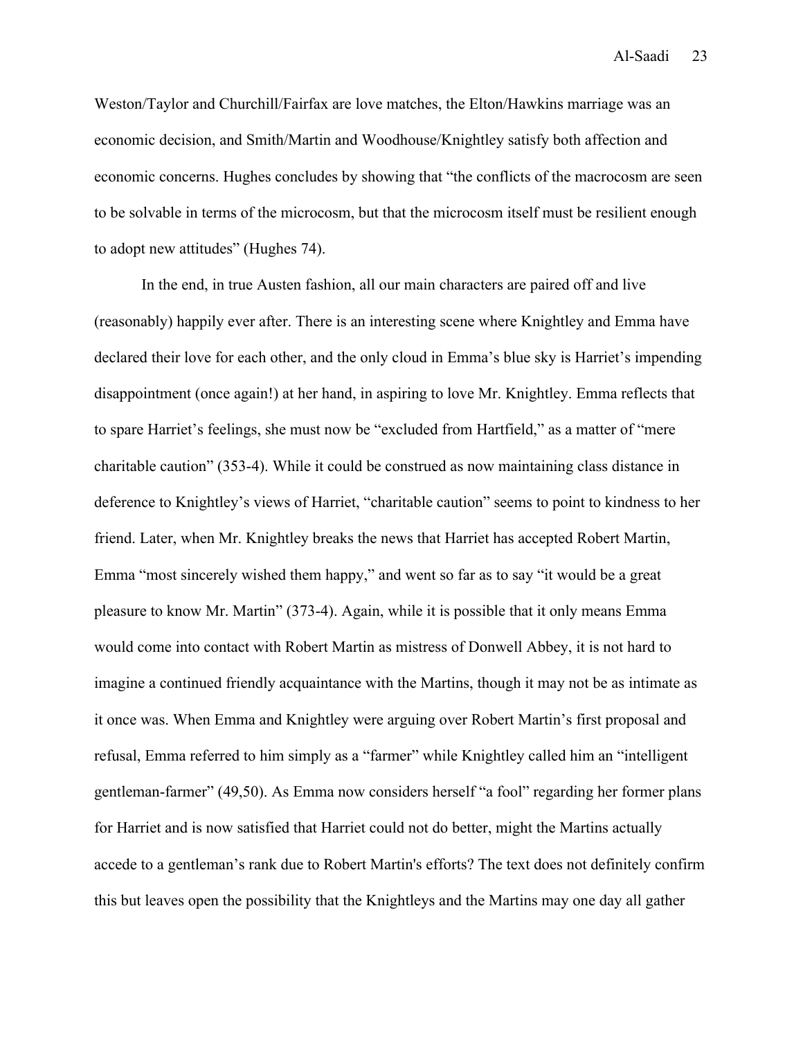Weston/Taylor and Churchill/Fairfax are love matches, the Elton/Hawkins marriage was an economic decision, and Smith/Martin and Woodhouse/Knightley satisfy both affection and economic concerns. Hughes concludes by showing that "the conflicts of the macrocosm are seen to be solvable in terms of the microcosm, but that the microcosm itself must be resilient enough to adopt new attitudes" (Hughes 74).

In the end, in true Austen fashion, all our main characters are paired off and live (reasonably) happily ever after. There is an interesting scene where Knightley and Emma have declared their love for each other, and the only cloud in Emma's blue sky is Harriet's impending disappointment (once again!) at her hand, in aspiring to love Mr. Knightley. Emma reflects that to spare Harriet's feelings, she must now be "excluded from Hartfield," as a matter of "mere charitable caution" (353-4). While it could be construed as now maintaining class distance in deference to Knightley's views of Harriet, "charitable caution" seems to point to kindness to her friend. Later, when Mr. Knightley breaks the news that Harriet has accepted Robert Martin, Emma "most sincerely wished them happy," and went so far as to say "it would be a great pleasure to know Mr. Martin" (373-4). Again, while it is possible that it only means Emma would come into contact with Robert Martin as mistress of Donwell Abbey, it is not hard to imagine a continued friendly acquaintance with the Martins, though it may not be as intimate as it once was. When Emma and Knightley were arguing over Robert Martin's first proposal and refusal, Emma referred to him simply as a "farmer" while Knightley called him an "intelligent gentleman-farmer" (49,50). As Emma now considers herself "a fool" regarding her former plans for Harriet and is now satisfied that Harriet could not do better, might the Martins actually accede to a gentleman's rank due to Robert Martin's efforts? The text does not definitely confirm this but leaves open the possibility that the Knightleys and the Martins may one day all gather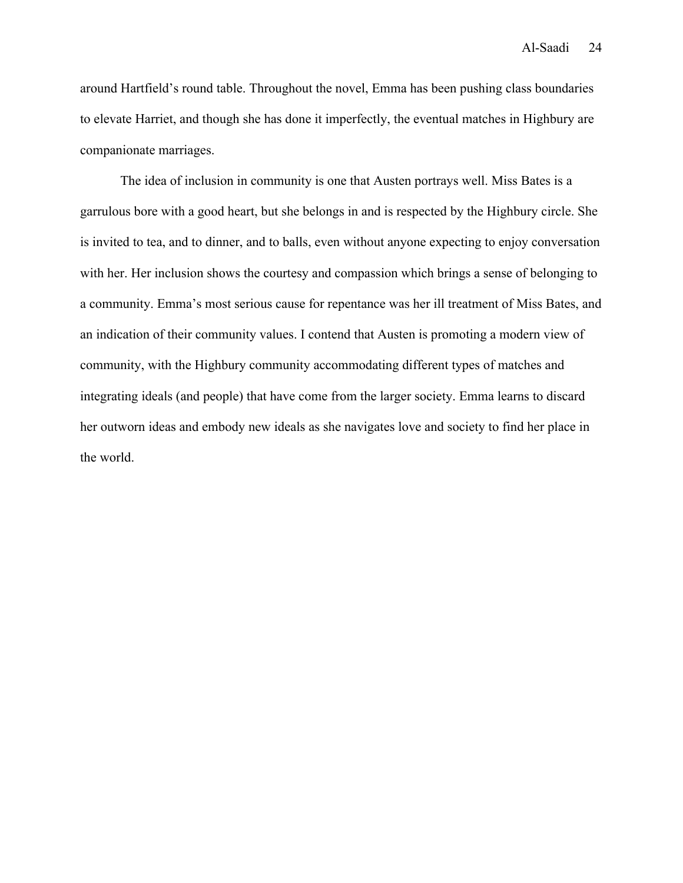around Hartfield's round table. Throughout the novel, Emma has been pushing class boundaries to elevate Harriet, and though she has done it imperfectly, the eventual matches in Highbury are companionate marriages.

The idea of inclusion in community is one that Austen portrays well. Miss Bates is a garrulous bore with a good heart, but she belongs in and is respected by the Highbury circle. She is invited to tea, and to dinner, and to balls, even without anyone expecting to enjoy conversation with her. Her inclusion shows the courtesy and compassion which brings a sense of belonging to a community. Emma's most serious cause for repentance was her ill treatment of Miss Bates, and an indication of their community values. I contend that Austen is promoting a modern view of community, with the Highbury community accommodating different types of matches and integrating ideals (and people) that have come from the larger society. Emma learns to discard her outworn ideas and embody new ideals as she navigates love and society to find her place in the world.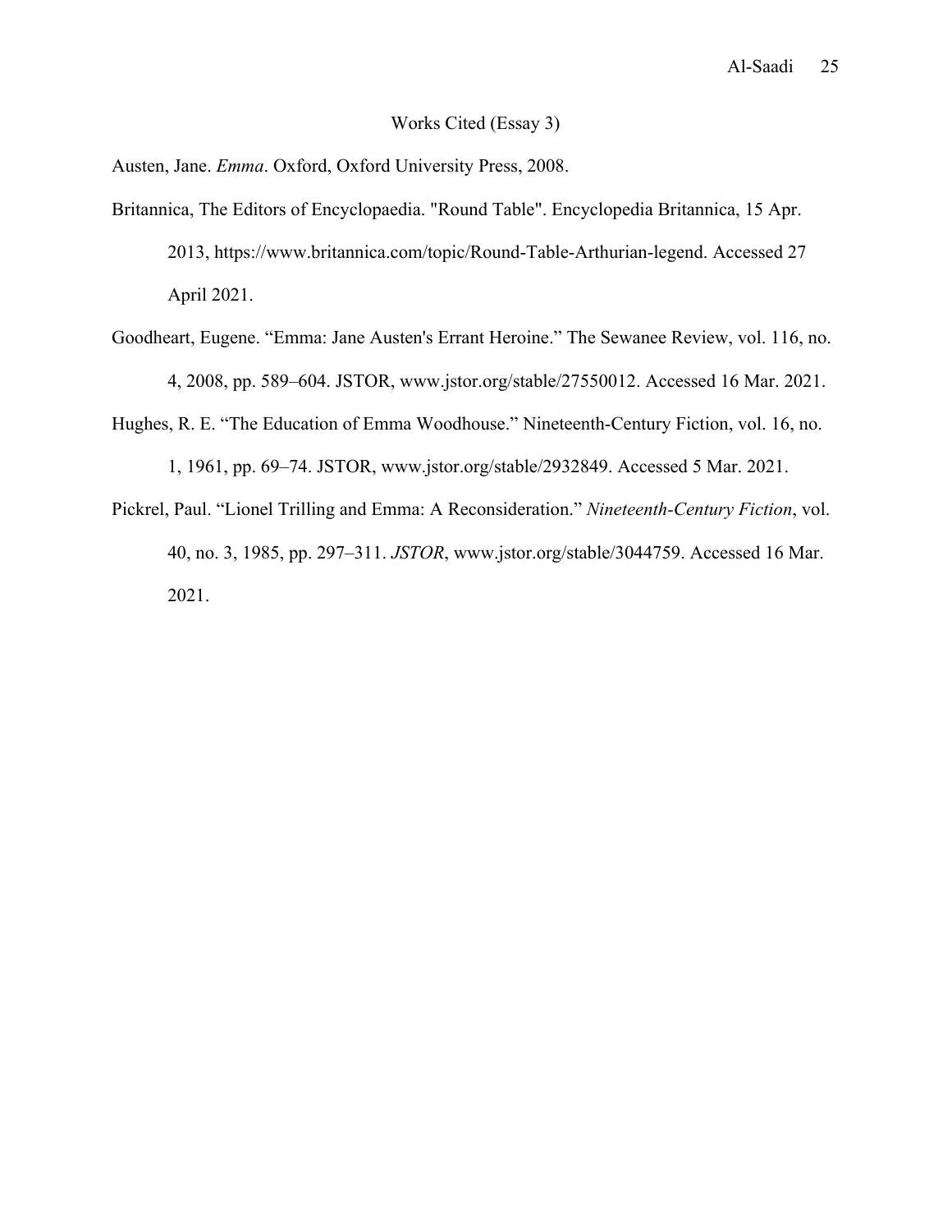# Works Cited (Essay 3)

Austen, Jane. *Emma*. Oxford, Oxford University Press, 2008.

Britannica, The Editors of Encyclopaedia. "Round Table". Encyclopedia Britannica, 15 Apr. 2013, https://www.britannica.com/topic/Round-Table-Arthurian-legend. Accessed 27 April 2021.

Goodheart, Eugene. "Emma: Jane Austen's Errant Heroine." The Sewanee Review, vol. 116, no. 4, 2008, pp. 589–604. JSTOR, www.jstor.org/stable/27550012. Accessed 16 Mar. 2021.

Hughes, R. E. "The Education of Emma Woodhouse." Nineteenth-Century Fiction, vol. 16, no. 1, 1961, pp. 69–74. JSTOR, www.jstor.org/stable/2932849. Accessed 5 Mar. 2021.

Pickrel, Paul. "Lionel Trilling and Emma: A Reconsideration." *Nineteenth-Century Fiction*, vol. 40, no. 3, 1985, pp. 297–311. *JSTOR*, www.jstor.org/stable/3044759. Accessed 16 Mar. 2021.